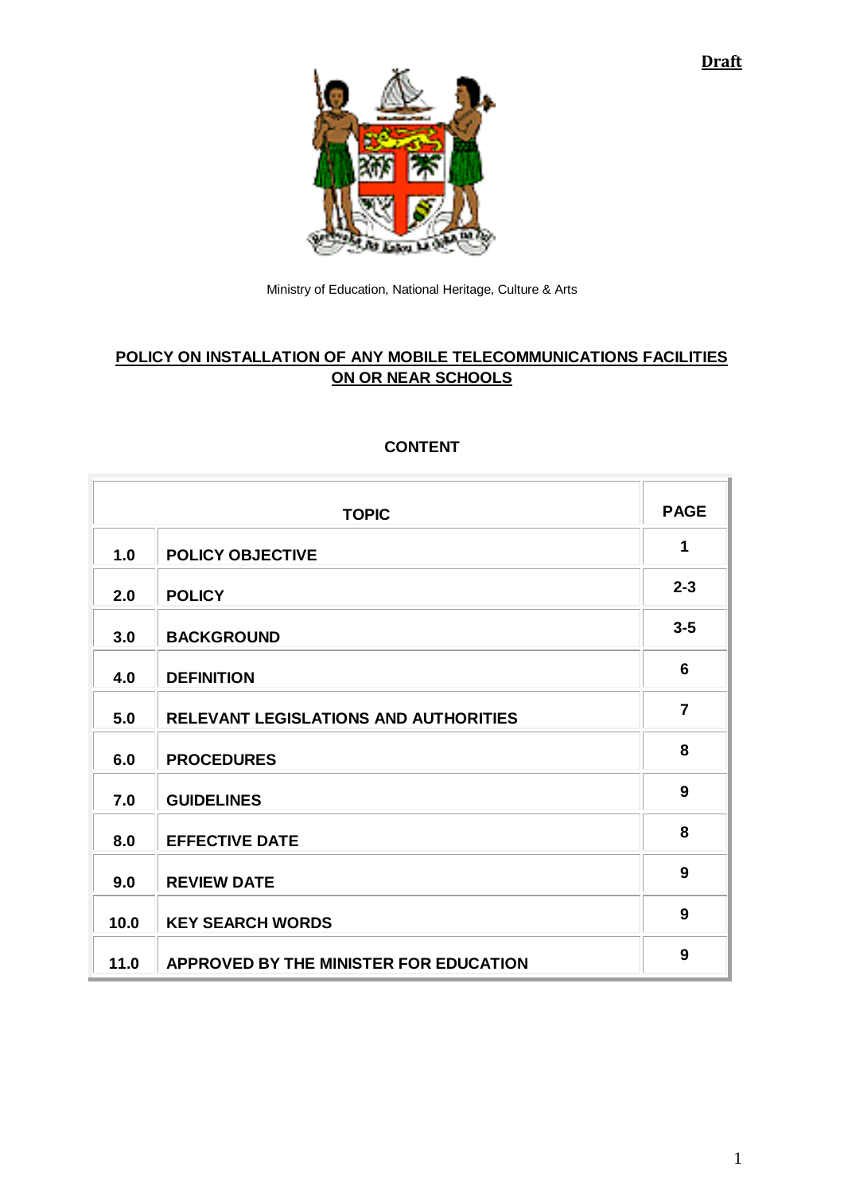Draft

Ministry of Education, National Heritage, Culture & Arts

# POLICY ON INSTALLATION OF ANY MOBILE TELECOMMUNICATIONS FACILITIES ON OR NEAR SCHOOLS

## CONTENT

| | TOPIC | PAGE |
|---|---|---|
| 1.0 | POLICY OBJECTIVE | 1 |
| 2.0 | POLICY | 2-3 |
| 3.0 | BACKGROUND | 3-5 |
| 4.0 | DEFINITION | 6 |
| 5.0 | RELEVANT LEGISLATIONS AND AUTHORITIES | 7 |
| 6.0 | PROCEDURES | 8 |
| 7.0 | GUIDELINES | 9 |
| 8.0 | EFFECTIVE DATE | 8 |
| 9.0 | REVIEW DATE | 9 |
| 10.0 | KEY SEARCH WORDS | 9 |
| 11.0 | APPROVED BY THE MINISTER FOR EDUCATION | 9 |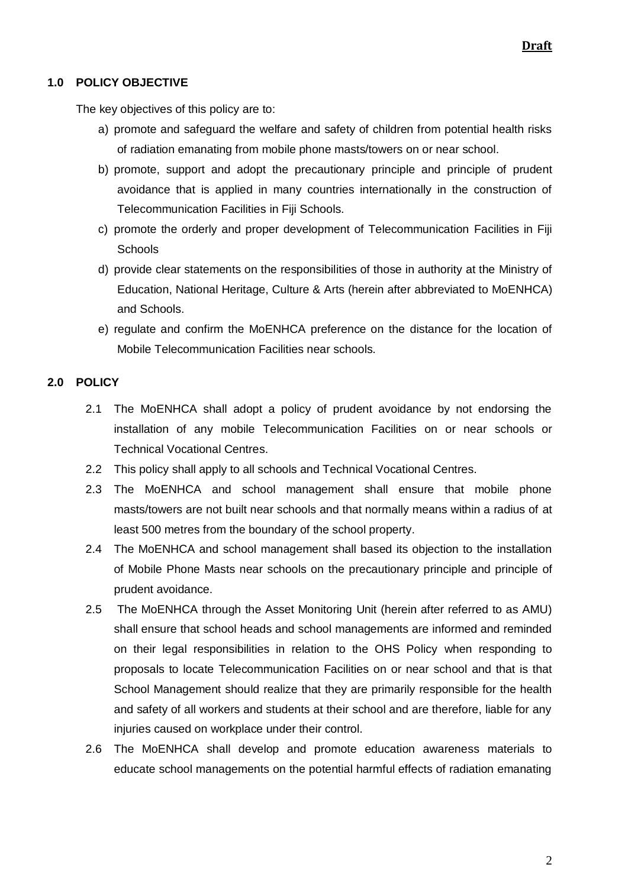**Draft**

## 1.0 POLICY OBJECTIVE

The key objectives of this policy are to:

a) promote and safeguard the welfare and safety of children from potential health risks of radiation emanating from mobile phone masts/towers on or near school.

b) promote, support and adopt the precautionary principle and principle of prudent avoidance that is applied in many countries internationally in the construction of Telecommunication Facilities in Fiji Schools.

c) promote the orderly and proper development of Telecommunication Facilities in Fiji Schools

d) provide clear statements on the responsibilities of those in authority at the Ministry of Education, National Heritage, Culture & Arts (herein after abbreviated to MoENHCA) and Schools.

e) regulate and confirm the MoENHCA preference on the distance for the location of Mobile Telecommunication Facilities near schools.

## 2.0 POLICY

2.1 The MoENHCA shall adopt a policy of prudent avoidance by not endorsing the installation of any mobile Telecommunication Facilities on or near schools or Technical Vocational Centres.

2.2 This policy shall apply to all schools and Technical Vocational Centres.

2.3 The MoENHCA and school management shall ensure that mobile phone masts/towers are not built near schools and that normally means within a radius of at least 500 metres from the boundary of the school property.

2.4 The MoENHCA and school management shall based its objection to the installation of Mobile Phone Masts near schools on the precautionary principle and principle of prudent avoidance.

2.5 The MoENHCA through the Asset Monitoring Unit (herein after referred to as AMU) shall ensure that school heads and school managements are informed and reminded on their legal responsibilities in relation to the OHS Policy when responding to proposals to locate Telecommunication Facilities on or near school and that is that School Management should realize that they are primarily responsible for the health and safety of all workers and students at their school and are therefore, liable for any injuries caused on workplace under their control.

2.6 The MoENHCA shall develop and promote education awareness materials to educate school managements on the potential harmful effects of radiation emanating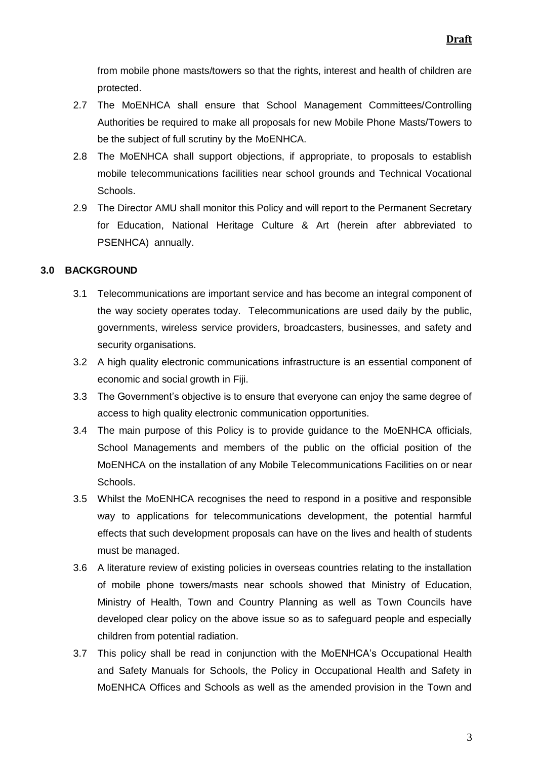from mobile phone masts/towers so that the rights, interest and health of children are protected.

2.7 The MoENHCA shall ensure that School Management Committees/Controlling Authorities be required to make all proposals for new Mobile Phone Masts/Towers to be the subject of full scrutiny by the MoENHCA.

2.8 The MoENHCA shall support objections, if appropriate, to proposals to establish mobile telecommunications facilities near school grounds and Technical Vocational Schools.

2.9 The Director AMU shall monitor this Policy and will report to the Permanent Secretary for Education, National Heritage Culture & Art (herein after abbreviated to PSENHCA) annually.

## 3.0 BACKGROUND

3.1 Telecommunications are important service and has become an integral component of the way society operates today. Telecommunications are used daily by the public, governments, wireless service providers, broadcasters, businesses, and safety and security organisations.

3.2 A high quality electronic communications infrastructure is an essential component of economic and social growth in Fiji.

3.3 The Government's objective is to ensure that everyone can enjoy the same degree of access to high quality electronic communication opportunities.

3.4 The main purpose of this Policy is to provide guidance to the MoENHCA officials, School Managements and members of the public on the official position of the MoENHCA on the installation of any Mobile Telecommunications Facilities on or near Schools.

3.5 Whilst the MoENHCA recognises the need to respond in a positive and responsible way to applications for telecommunications development, the potential harmful effects that such development proposals can have on the lives and health of students must be managed.

3.6 A literature review of existing policies in overseas countries relating to the installation of mobile phone towers/masts near schools showed that Ministry of Education, Ministry of Health, Town and Country Planning as well as Town Councils have developed clear policy on the above issue so as to safeguard people and especially children from potential radiation.

3.7 This policy shall be read in conjunction with the MoENHCA's Occupational Health and Safety Manuals for Schools, the Policy in Occupational Health and Safety in MoENHCA Offices and Schools as well as the amended provision in the Town and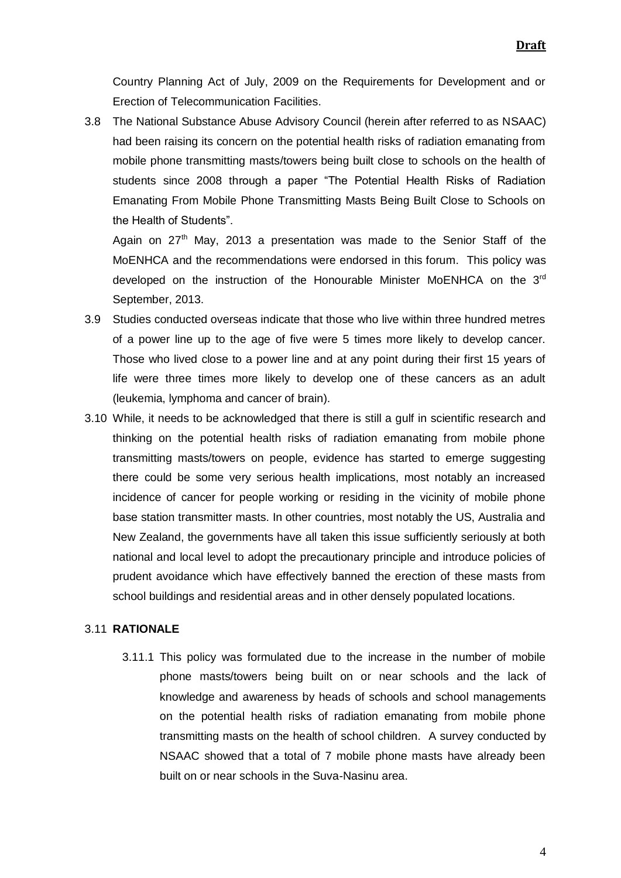Country Planning Act of July, 2009 on the Requirements for Development and or Erection of Telecommunication Facilities.

3.8 The National Substance Abuse Advisory Council (herein after referred to as NSAAC) had been raising its concern on the potential health risks of radiation emanating from mobile phone transmitting masts/towers being built close to schools on the health of students since 2008 through a paper "The Potential Health Risks of Radiation Emanating From Mobile Phone Transmitting Masts Being Built Close to Schools on the Health of Students".

Again on 27th May, 2013 a presentation was made to the Senior Staff of the MoENHCA and the recommendations were endorsed in this forum. This policy was developed on the instruction of the Honourable Minister MoENHCA on the 3rd September, 2013.

3.9 Studies conducted overseas indicate that those who live within three hundred metres of a power line up to the age of five were 5 times more likely to develop cancer. Those who lived close to a power line and at any point during their first 15 years of life were three times more likely to develop one of these cancers as an adult (leukemia, lymphoma and cancer of brain).

3.10 While, it needs to be acknowledged that there is still a gulf in scientific research and thinking on the potential health risks of radiation emanating from mobile phone transmitting masts/towers on people, evidence has started to emerge suggesting there could be some very serious health implications, most notably an increased incidence of cancer for people working or residing in the vicinity of mobile phone base station transmitter masts. In other countries, most notably the US, Australia and New Zealand, the governments have all taken this issue sufficiently seriously at both national and local level to adopt the precautionary principle and introduce policies of prudent avoidance which have effectively banned the erection of these masts from school buildings and residential areas and in other densely populated locations.

3.11 **RATIONALE**

3.11.1 This policy was formulated due to the increase in the number of mobile phone masts/towers being built on or near schools and the lack of knowledge and awareness by heads of schools and school managements on the potential health risks of radiation emanating from mobile phone transmitting masts on the health of school children. A survey conducted by NSAAC showed that a total of 7 mobile phone masts have already been built on or near schools in the Suva-Nasinu area.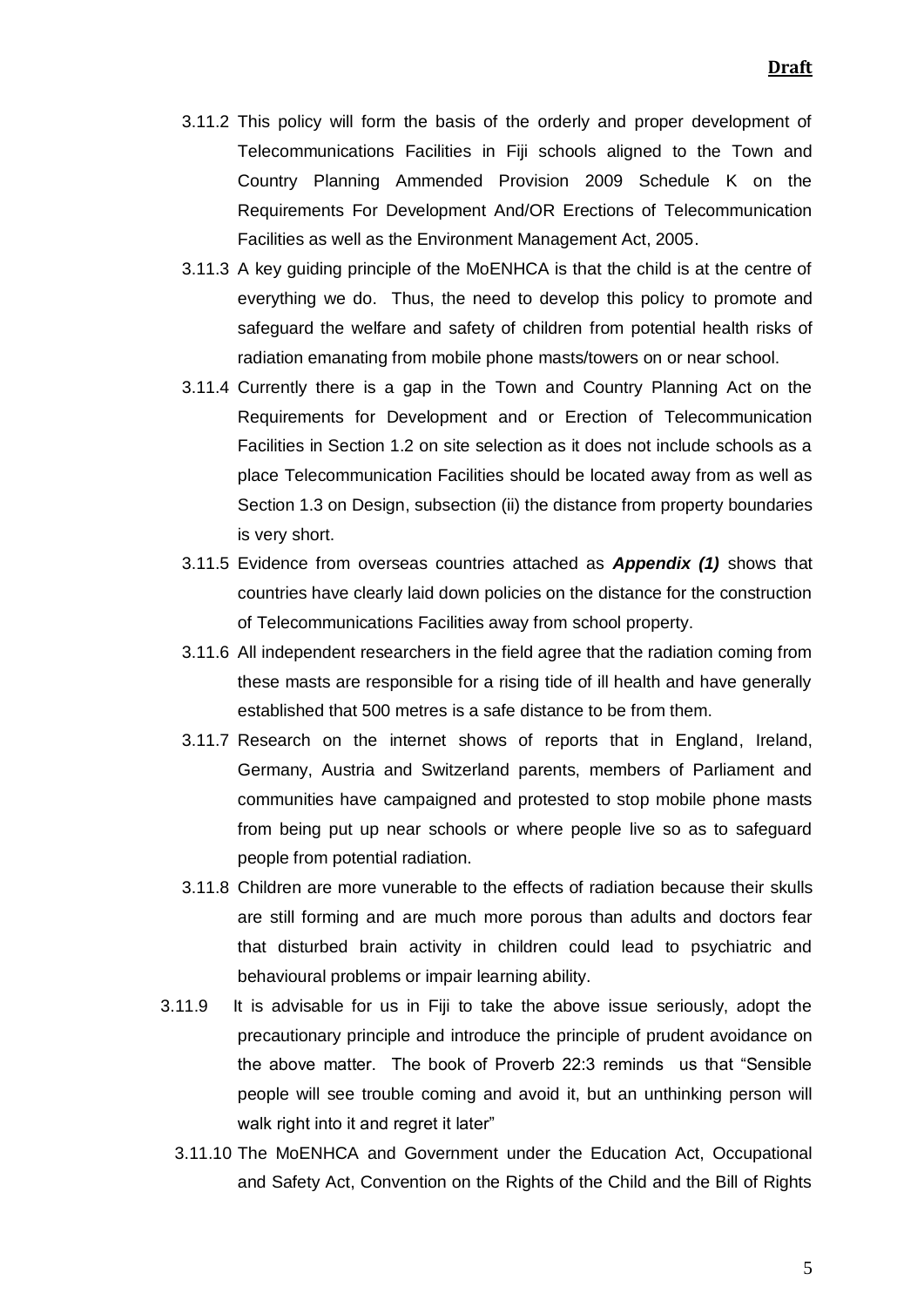3.11.2 This policy will form the basis of the orderly and proper development of Telecommunications Facilities in Fiji schools aligned to the Town and Country Planning Ammended Provision 2009 Schedule K on the Requirements For Development And/OR Erections of Telecommunication Facilities as well as the Environment Management Act, 2005.

3.11.3 A key guiding principle of the MoENHCA is that the child is at the centre of everything we do. Thus, the need to develop this policy to promote and safeguard the welfare and safety of children from potential health risks of radiation emanating from mobile phone masts/towers on or near school.

3.11.4 Currently there is a gap in the Town and Country Planning Act on the Requirements for Development and or Erection of Telecommunication Facilities in Section 1.2 on site selection as it does not include schools as a place Telecommunication Facilities should be located away from as well as Section 1.3 on Design, subsection (ii) the distance from property boundaries is very short.

3.11.5 Evidence from overseas countries attached as ***Appendix (1)*** shows that countries have clearly laid down policies on the distance for the construction of Telecommunications Facilities away from school property.

3.11.6 All independent researchers in the field agree that the radiation coming from these masts are responsible for a rising tide of ill health and have generally established that 500 metres is a safe distance to be from them.

3.11.7 Research on the internet shows of reports that in England, Ireland, Germany, Austria and Switzerland parents, members of Parliament and communities have campaigned and protested to stop mobile phone masts from being put up near schools or where people live so as to safeguard people from potential radiation.

3.11.8 Children are more vunerable to the effects of radiation because their skulls are still forming and are much more porous than adults and doctors fear that disturbed brain activity in children could lead to psychiatric and behavioural problems or impair learning ability.

3.11.9 It is advisable for us in Fiji to take the above issue seriously, adopt the precautionary principle and introduce the principle of prudent avoidance on the above matter. The book of Proverb 22:3 reminds us that "Sensible people will see trouble coming and avoid it, but an unthinking person will walk right into it and regret it later"

3.11.10 The MoENHCA and Government under the Education Act, Occupational and Safety Act, Convention on the Rights of the Child and the Bill of Rights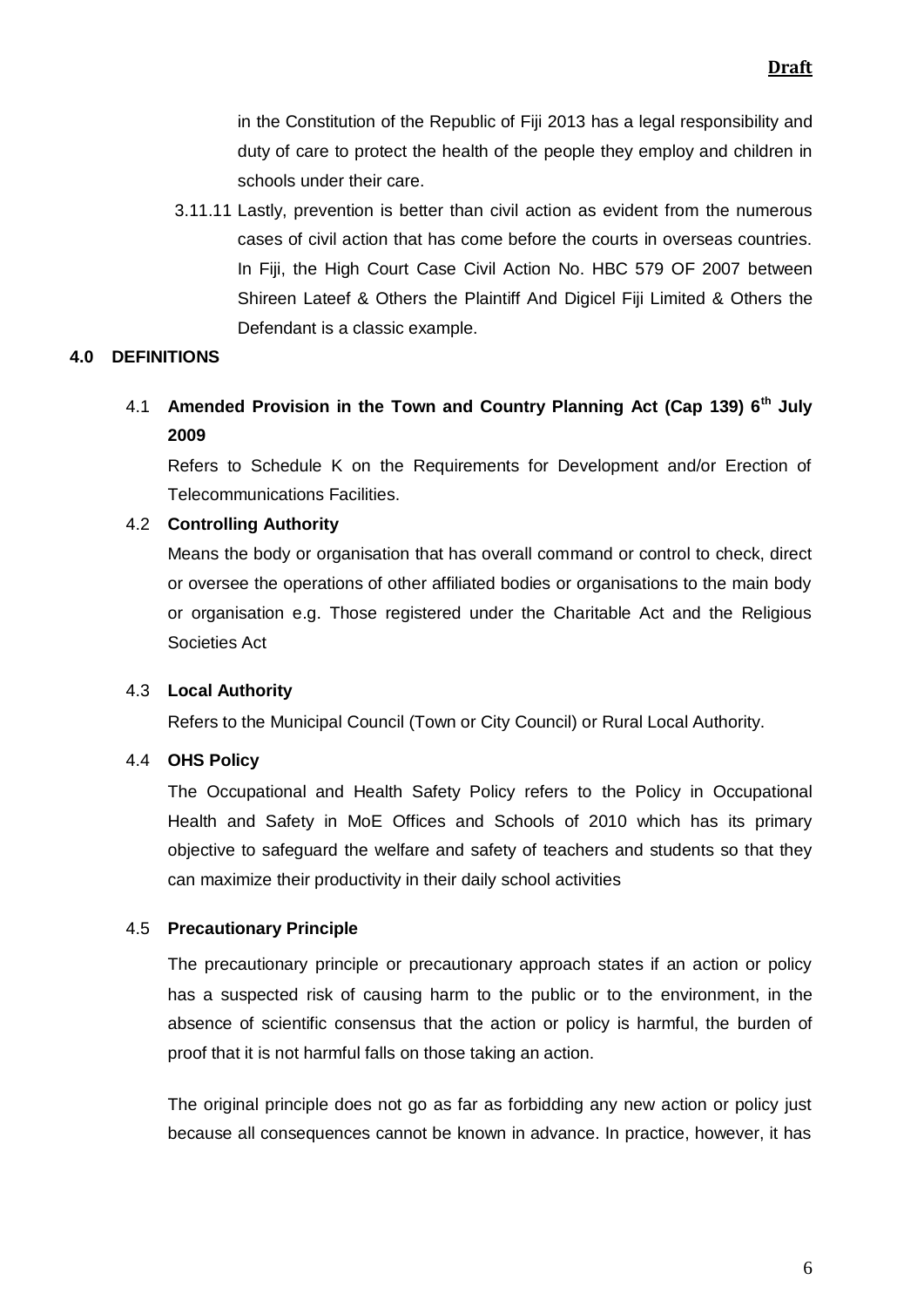in the Constitution of the Republic of Fiji 2013 has a legal responsibility and duty of care to protect the health of the people they employ and children in schools under their care.

3.11.11 Lastly, prevention is better than civil action as evident from the numerous cases of civil action that has come before the courts in overseas countries. In Fiji, the High Court Case Civil Action No. HBC 579 OF 2007 between Shireen Lateef & Others the Plaintiff And Digicel Fiji Limited & Others the Defendant is a classic example.

## 4.0 DEFINITIONS

### 4.1 Amended Provision in the Town and Country Planning Act (Cap 139) 6th July 2009

Refers to Schedule K on the Requirements for Development and/or Erection of Telecommunications Facilities.

### 4.2 Controlling Authority

Means the body or organisation that has overall command or control to check, direct or oversee the operations of other affiliated bodies or organisations to the main body or organisation e.g. Those registered under the Charitable Act and the Religious Societies Act

### 4.3 Local Authority

Refers to the Municipal Council (Town or City Council) or Rural Local Authority.

### 4.4 OHS Policy

The Occupational and Health Safety Policy refers to the Policy in Occupational Health and Safety in MoE Offices and Schools of 2010 which has its primary objective to safeguard the welfare and safety of teachers and students so that they can maximize their productivity in their daily school activities

### 4.5 Precautionary Principle

The precautionary principle or precautionary approach states if an action or policy has a suspected risk of causing harm to the public or to the environment, in the absence of scientific consensus that the action or policy is harmful, the burden of proof that it is not harmful falls on those taking an action.

The original principle does not go as far as forbidding any new action or policy just because all consequences cannot be known in advance. In practice, however, it has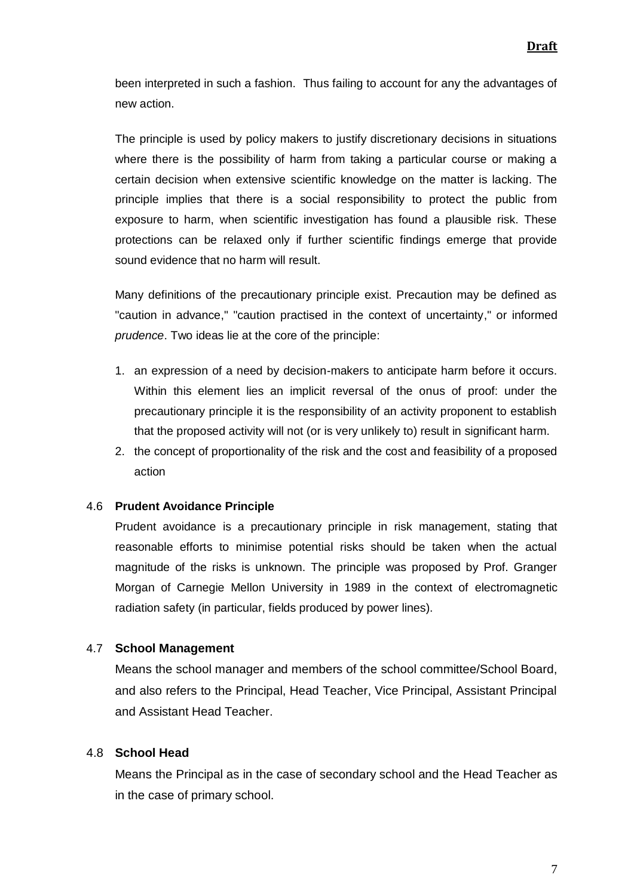been interpreted in such a fashion. Thus failing to account for any the advantages of new action.

The principle is used by policy makers to justify discretionary decisions in situations where there is the possibility of harm from taking a particular course or making a certain decision when extensive scientific knowledge on the matter is lacking. The principle implies that there is a social responsibility to protect the public from exposure to harm, when scientific investigation has found a plausible risk. These protections can be relaxed only if further scientific findings emerge that provide sound evidence that no harm will result.

Many definitions of the precautionary principle exist. Precaution may be defined as "caution in advance," "caution practised in the context of uncertainty," or informed *prudence*. Two ideas lie at the core of the principle:

1. an expression of a need by decision-makers to anticipate harm before it occurs. Within this element lies an implicit reversal of the onus of proof: under the precautionary principle it is the responsibility of an activity proponent to establish that the proposed activity will not (or is very unlikely to) result in significant harm.
2. the concept of proportionality of the risk and the cost and feasibility of a proposed action

### 4.6 **Prudent Avoidance Principle**

Prudent avoidance is a precautionary principle in risk management, stating that reasonable efforts to minimise potential risks should be taken when the actual magnitude of the risks is unknown. The principle was proposed by Prof. Granger Morgan of Carnegie Mellon University in 1989 in the context of electromagnetic radiation safety (in particular, fields produced by power lines).

### 4.7 **School Management**

Means the school manager and members of the school committee/School Board, and also refers to the Principal, Head Teacher, Vice Principal, Assistant Principal and Assistant Head Teacher.

### 4.8 **School Head**

Means the Principal as in the case of secondary school and the Head Teacher as in the case of primary school.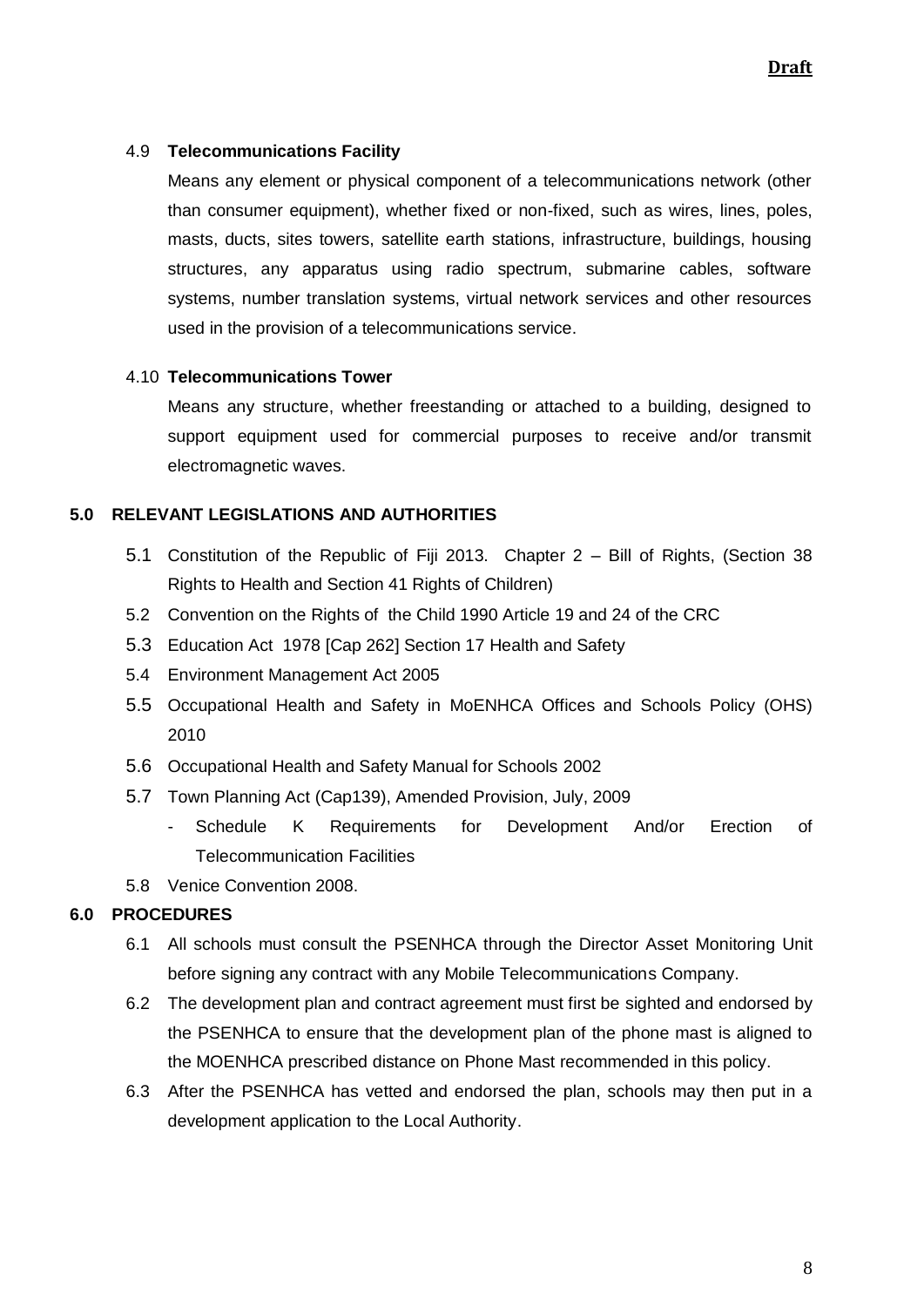4.9 **Telecommunications Facility**

Means any element or physical component of a telecommunications network (other than consumer equipment), whether fixed or non-fixed, such as wires, lines, poles, masts, ducts, sites towers, satellite earth stations, infrastructure, buildings, housing structures, any apparatus using radio spectrum, submarine cables, software systems, number translation systems, virtual network services and other resources used in the provision of a telecommunications service.

4.10 **Telecommunications Tower**

Means any structure, whether freestanding or attached to a building, designed to support equipment used for commercial purposes to receive and/or transmit electromagnetic waves.

## 5.0 RELEVANT LEGISLATIONS AND AUTHORITIES

5.1 Constitution of the Republic of Fiji 2013. Chapter 2 – Bill of Rights, (Section 38 Rights to Health and Section 41 Rights of Children)

5.2 Convention on the Rights of the Child 1990 Article 19 and 24 of the CRC

5.3 Education Act 1978 [Cap 262] Section 17 Health and Safety

5.4 Environment Management Act 2005

5.5 Occupational Health and Safety in MoENHCA Offices and Schools Policy (OHS) 2010

5.6 Occupational Health and Safety Manual for Schools 2002

5.7 Town Planning Act (Cap139), Amended Provision, July, 2009

- Schedule K Requirements for Development And/or Erection of Telecommunication Facilities

5.8 Venice Convention 2008.

## 6.0 PROCEDURES

6.1 All schools must consult the PSENHCA through the Director Asset Monitoring Unit before signing any contract with any Mobile Telecommunications Company.

6.2 The development plan and contract agreement must first be sighted and endorsed by the PSENHCA to ensure that the development plan of the phone mast is aligned to the MOENHCA prescribed distance on Phone Mast recommended in this policy.

6.3 After the PSENHCA has vetted and endorsed the plan, schools may then put in a development application to the Local Authority.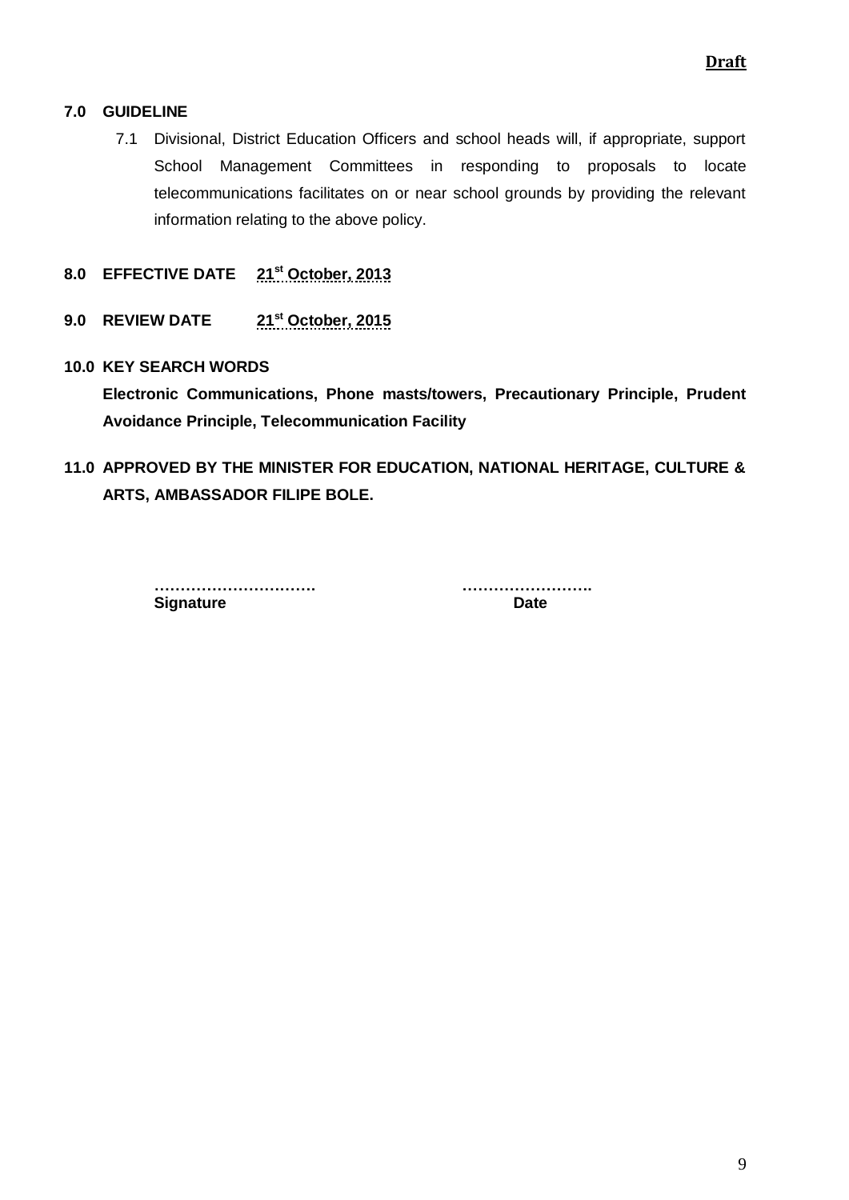## 7.0 GUIDELINE

7.1 Divisional, District Education Officers and school heads will, if appropriate, support School Management Committees in responding to proposals to locate telecommunications facilitates on or near school grounds by providing the relevant information relating to the above policy.

## 8.0 EFFECTIVE DATE 21st October, 2013

## 9.0 REVIEW DATE 21st October, 2015

## 10.0 KEY SEARCH WORDS

**Electronic Communications, Phone masts/towers, Precautionary Principle, Prudent Avoidance Principle, Telecommunication Facility**

## 11.0 APPROVED BY THE MINISTER FOR EDUCATION, NATIONAL HERITAGE, CULTURE & ARTS, AMBASSADOR FILIPE BOLE.

…………………………. ……………………. 

**Signature** **Date**